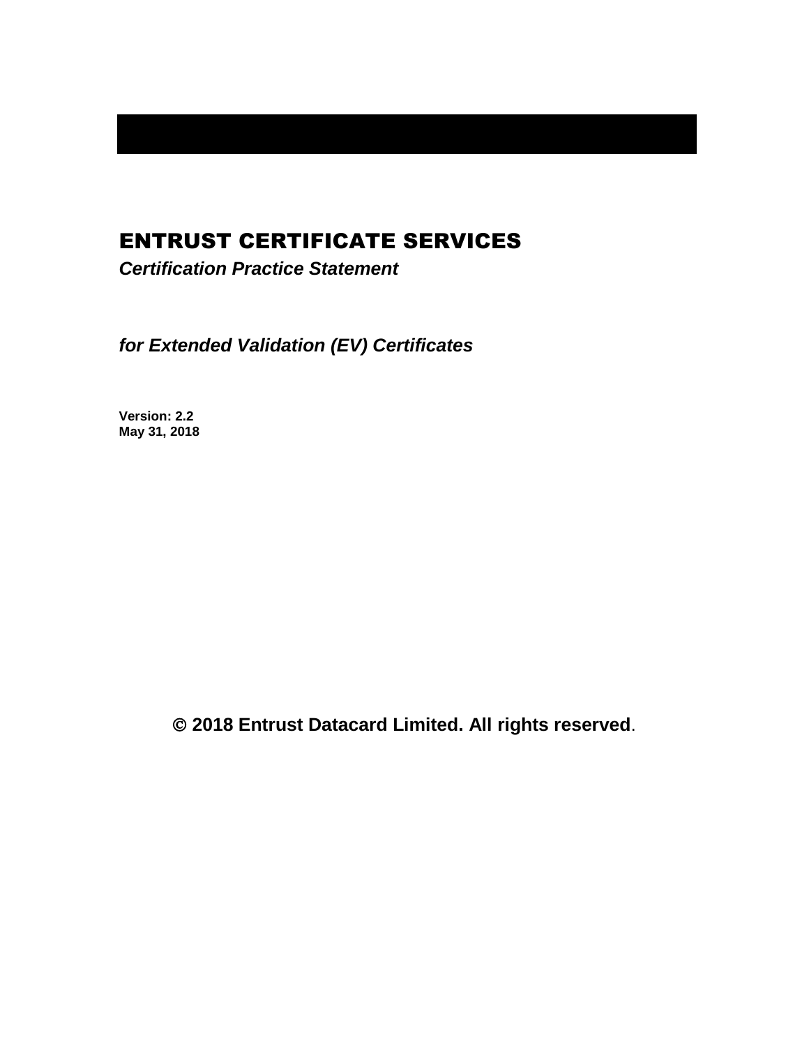# ENTRUST CERTIFICATE SERVICES

***Certification Practice Statement***

***for Extended Validation (EV) Certificates***

**Version: 2.2**
**May 31, 2018**

**© 2018 Entrust Datacard Limited. All rights reserved**.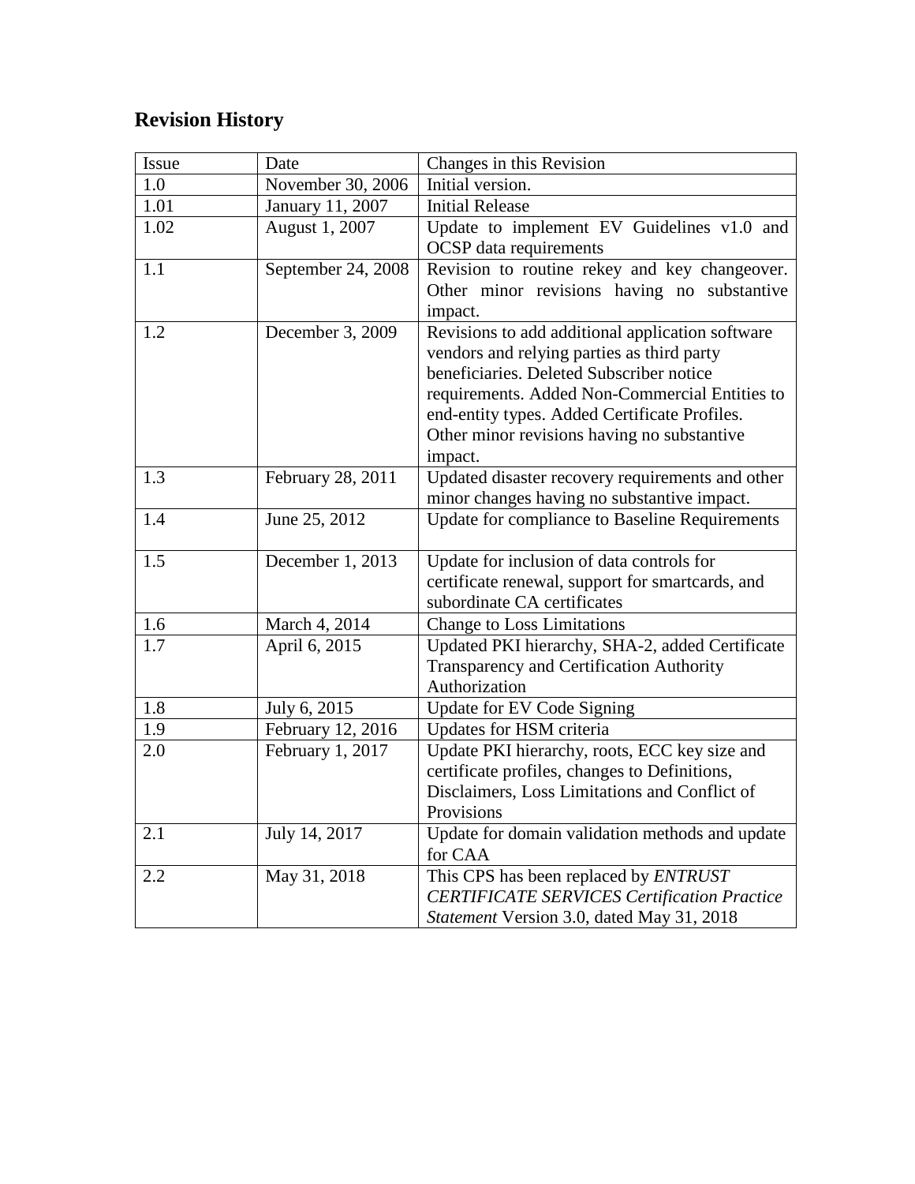## Revision History

| Issue | Date | Changes in this Revision |
|---|---|---|
| 1.0 | November 30, 2006 | Initial version. |
| 1.01 | January 11, 2007 | Initial Release |
| 1.02 | August 1, 2007 | Update to implement EV Guidelines v1.0 and OCSP data requirements |
| 1.1 | September 24, 2008 | Revision to routine rekey and key changeover. Other minor revisions having no substantive impact. |
| 1.2 | December 3, 2009 | Revisions to add additional application software vendors and relying parties as third party beneficiaries. Deleted Subscriber notice requirements. Added Non-Commercial Entities to end-entity types. Added Certificate Profiles. Other minor revisions having no substantive impact. |
| 1.3 | February 28, 2011 | Updated disaster recovery requirements and other minor changes having no substantive impact. |
| 1.4 | June 25, 2012 | Update for compliance to Baseline Requirements |
| 1.5 | December 1, 2013 | Update for inclusion of data controls for certificate renewal, support for smartcards, and subordinate CA certificates |
| 1.6 | March 4, 2014 | Change to Loss Limitations |
| 1.7 | April 6, 2015 | Updated PKI hierarchy, SHA-2, added Certificate Transparency and Certification Authority Authorization |
| 1.8 | July 6, 2015 | Update for EV Code Signing |
| 1.9 | February 12, 2016 | Updates for HSM criteria |
| 2.0 | February 1, 2017 | Update PKI hierarchy, roots, ECC key size and certificate profiles, changes to Definitions, Disclaimers, Loss Limitations and Conflict of Provisions |
| 2.1 | July 14, 2017 | Update for domain validation methods and update for CAA |
| 2.2 | May 31, 2018 | This CPS has been replaced by *ENTRUST CERTIFICATE SERVICES Certification Practice Statement* Version 3.0, dated May 31, 2018 |